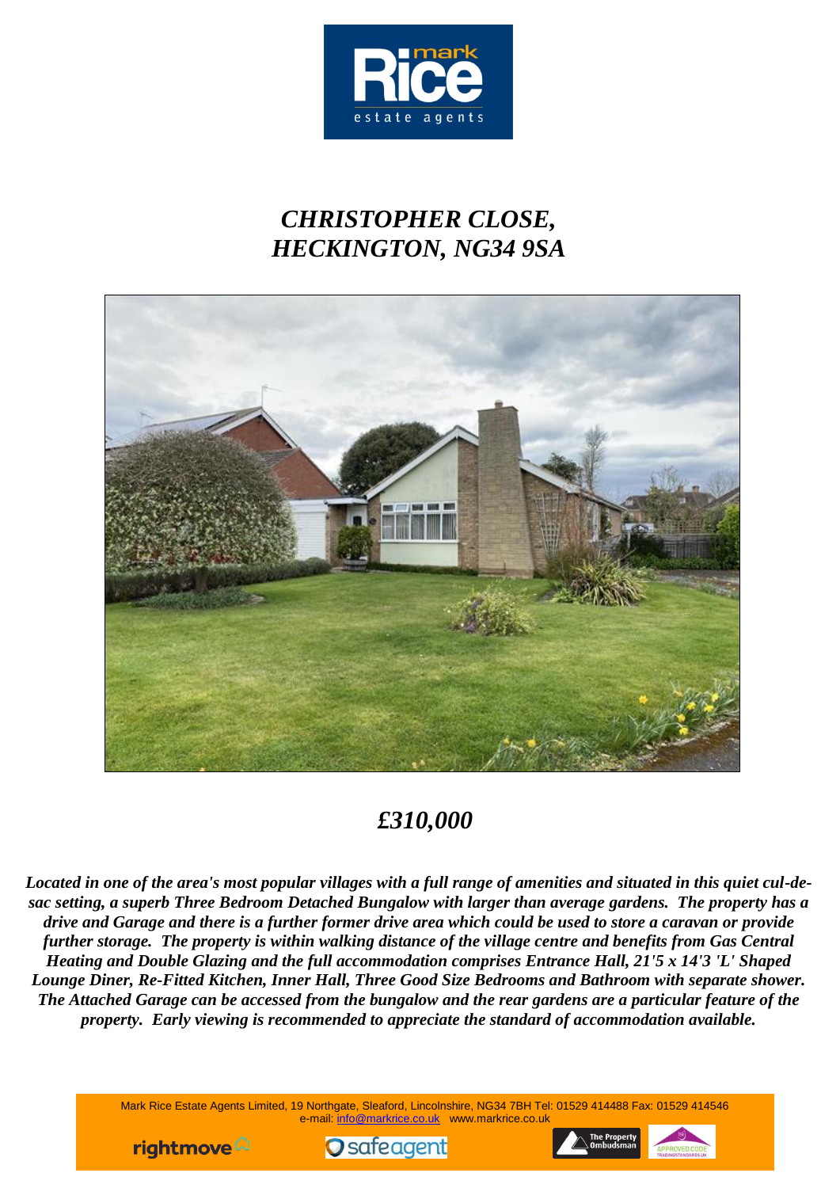# *CHRISTOPHER CLOSE, HECKINGTON, NG34 9SA*

## *£310,000*

***Located in one of the area's most popular villages with a full range of amenities and situated in this quiet cul-de-sac setting, a superb Three Bedroom Detached Bungalow with larger than average gardens. The property has a drive and Garage and there is a further former drive area which could be used to store a caravan or provide further storage. The property is within walking distance of the village centre and benefits from Gas Central Heating and Double Glazing and the full accommodation comprises Entrance Hall, 21'5 x 14'3 'L' Shaped Lounge Diner, Re-Fitted Kitchen, Inner Hall, Three Good Size Bedrooms and Bathroom with separate shower. The Attached Garage can be accessed from the bungalow and the rear gardens are a particular feature of the property. Early viewing is recommended to appreciate the standard of accommodation available.***

Mark Rice Estate Agents Limited, 19 Northgate, Sleaford, Lincolnshire, NG34 7BH Tel: 01529 414488 Fax: 01529 414546
e-mail: info@markrice.co.uk www.markrice.co.uk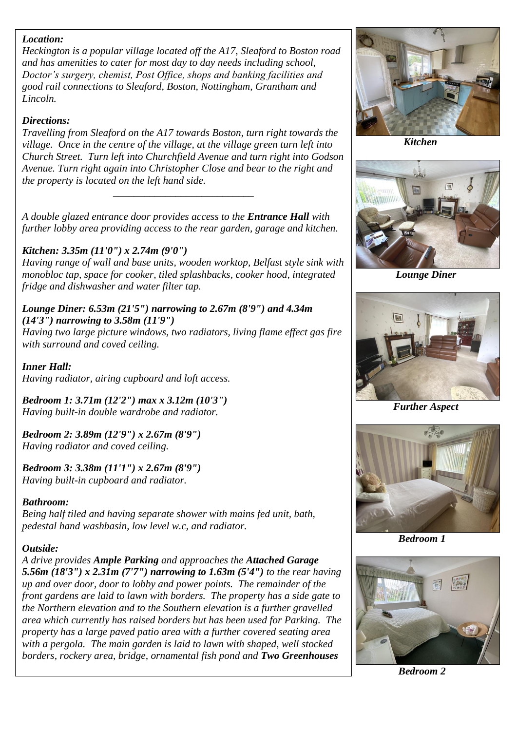***Location:***
*Heckington is a popular village located off the A17, Sleaford to Boston road and has amenities to cater for most day to day needs including school, Doctor's surgery, chemist, Post Office, shops and banking facilities and good rail connections to Sleaford, Boston, Nottingham, Grantham and Lincoln.*

***Directions:***
*Travelling from Sleaford on the A17 towards Boston, turn right towards the village. Once in the centre of the village, at the village green turn left into Church Street. Turn left into Churchfield Avenue and turn right into Godson Avenue. Turn right again into Christopher Close and bear to the right and the property is located on the left hand side.*

---

*A double glazed entrance door provides access to the* ***Entrance Hall*** *with further lobby area providing access to the rear garden, garage and kitchen.*

***Kitchen: 3.35m (11'0") x 2.74m (9'0")***
*Having range of wall and base units, wooden worktop, Belfast style sink with monobloc tap, space for cooker, tiled splashbacks, cooker hood, integrated fridge and dishwasher and water filter tap.*

***Lounge Diner: 6.53m (21'5") narrowing to 2.67m (8'9") and 4.34m (14'3") narrowing to 3.58m (11'9")***
*Having two large picture windows, two radiators, living flame effect gas fire with surround and coved ceiling.*

***Inner Hall:***
*Having radiator, airing cupboard and loft access.*

***Bedroom 1: 3.71m (12'2") max x 3.12m (10'3")***
*Having built-in double wardrobe and radiator.*

***Bedroom 2: 3.89m (12'9") x 2.67m (8'9")***
*Having radiator and coved ceiling.*

***Bedroom 3: 3.38m (11'1") x 2.67m (8'9")***
*Having built-in cupboard and radiator.*

***Bathroom:***
*Being half tiled and having separate shower with mains fed unit, bath, pedestal hand washbasin, low level w.c, and radiator.*

***Outside:***
*A drive provides* ***Ample Parking*** *and approaches the* ***Attached Garage 5.56m (18'3") x 2.31m (7'7") narrowing to 1.63m (5'4")*** *to the rear having up and over door, door to lobby and power points. The remainder of the front gardens are laid to lawn with borders. The property has a side gate to the Northern elevation and to the Southern elevation is a further gravelled area which currently has raised borders but has been used for Parking. The property has a large paved patio area with a further covered seating area with a pergola. The main garden is laid to lawn with shaped, well stocked borders, rockery area, bridge, ornamental fish pond and* ***Two Greenhouses***

***Kitchen***

***Lounge Diner***

***Further Aspect***

***Bedroom 1***

***Bedroom 2***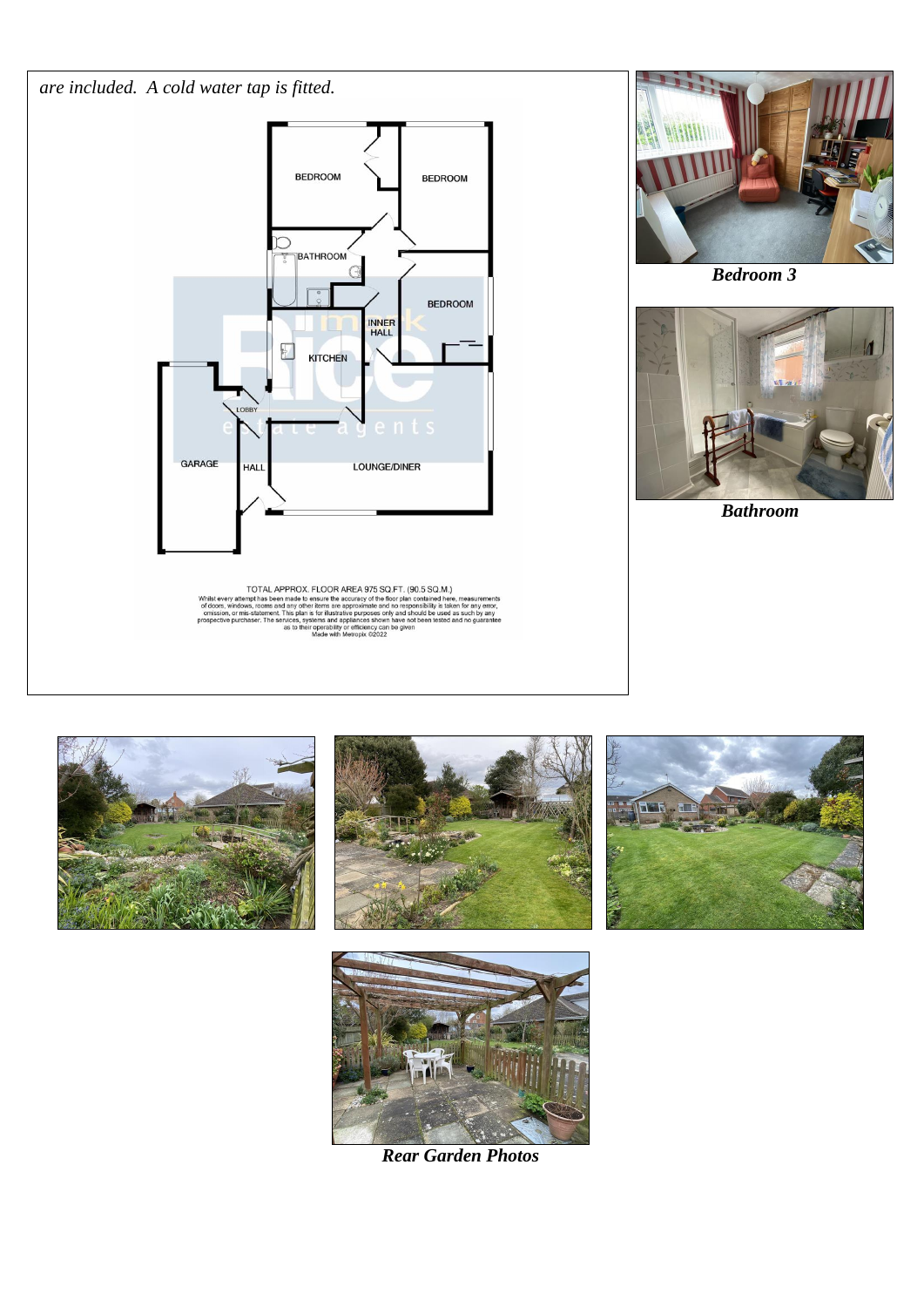*are included. A cold water tap is fitted.*

TOTAL APPROX. FLOOR AREA 975 SQ.FT. (90.5 SQ.M.)
Whilst every attempt has been made to ensure the accuracy of the floor plan contained here, measurements of doors, windows, rooms and any other items are approximate and no responsibility is taken for any error, omission, or mis-statement. This plan is for illustrative purposes only and should be used as such by any prospective purchaser. The services, systems and appliances shown have not been tested and no guarantee as to their operability or efficiency can be given
Made with Metropix ©2022

***Bedroom 3***

***Bathroom***

***Rear Garden Photos***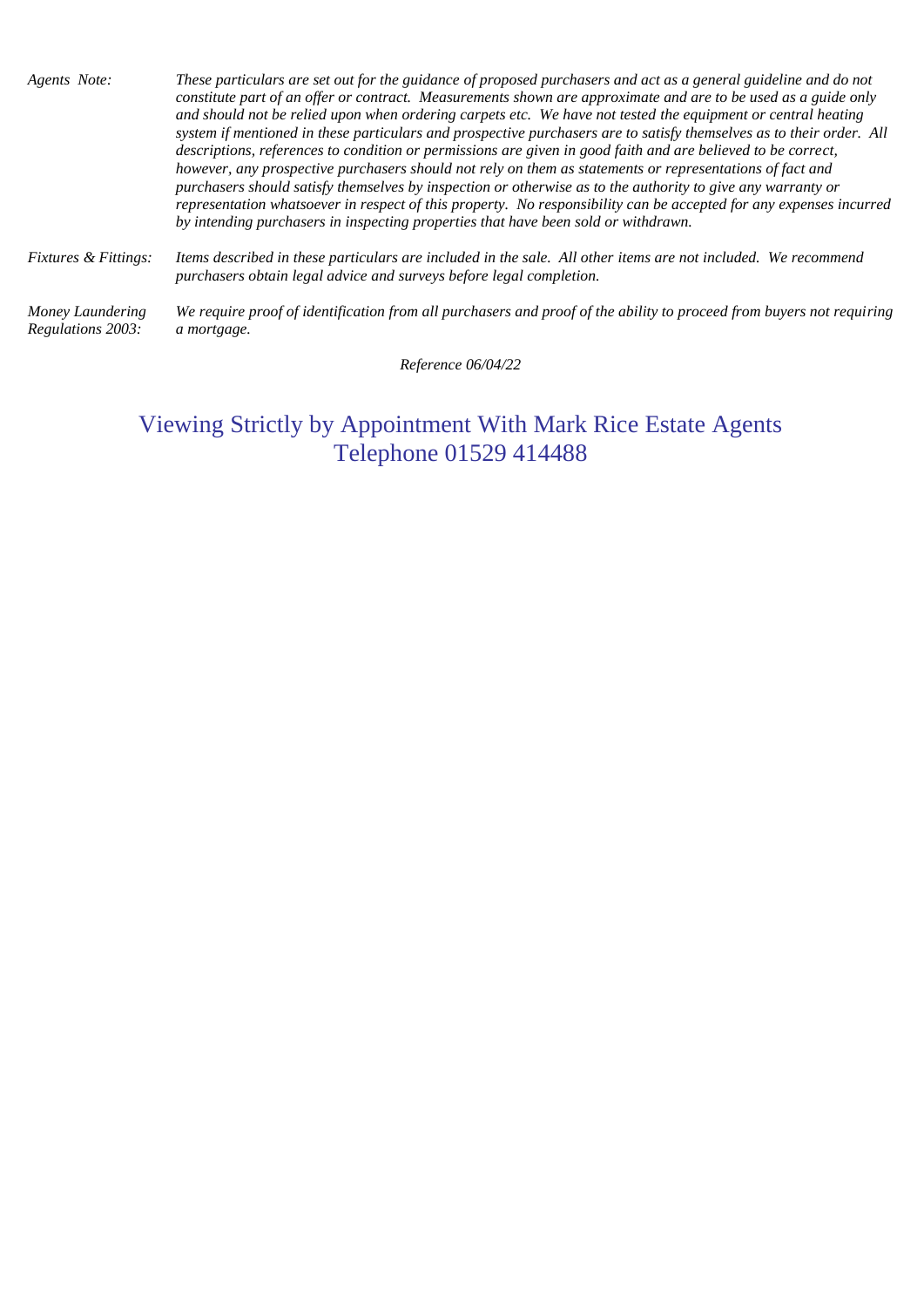*Agents Note:* *These particulars are set out for the guidance of proposed purchasers and act as a general guideline and do not constitute part of an offer or contract. Measurements shown are approximate and are to be used as a guide only and should not be relied upon when ordering carpets etc. We have not tested the equipment or central heating system if mentioned in these particulars and prospective purchasers are to satisfy themselves as to their order. All descriptions, references to condition or permissions are given in good faith and are believed to be correct, however, any prospective purchasers should not rely on them as statements or representations of fact and purchasers should satisfy themselves by inspection or otherwise as to the authority to give any warranty or representation whatsoever in respect of this property. No responsibility can be accepted for any expenses incurred by intending purchasers in inspecting properties that have been sold or withdrawn.*

*Fixtures & Fittings:* *Items described in these particulars are included in the sale. All other items are not included. We recommend purchasers obtain legal advice and surveys before legal completion.*

*Money Laundering Regulations 2003:* *We require proof of identification from all purchasers and proof of the ability to proceed from buyers not requiring a mortgage.*

*Reference 06/04/22*

Viewing Strictly by Appointment With Mark Rice Estate Agents
Telephone 01529 414488